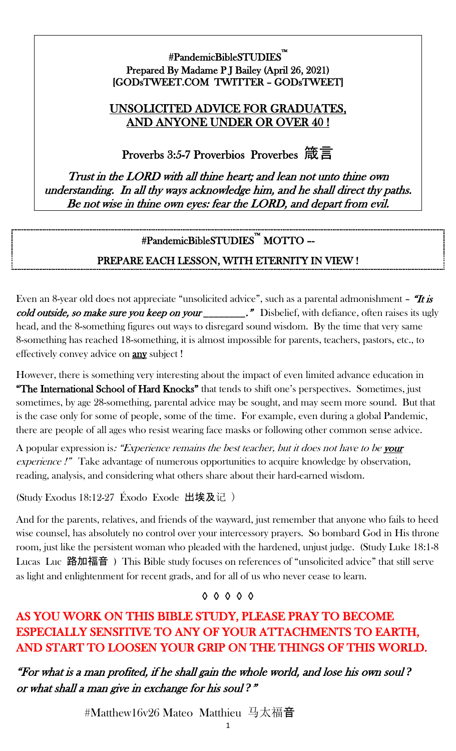**#PandemicBibleSTUDIES™**
**Prepared By Madame P J Bailey (April 26, 2021)**
**[GODsTWEET.COM TWITTER – GODsTWEET]**

## UNSOLICITED ADVICE FOR GRADUATES, AND ANYONE UNDER OR OVER 40 !

## Proverbs 3:5-7 Proverbios Proverbes 箴言

*Trust in the LORD with all thine heart; and lean not unto thine own understanding. In all thy ways acknowledge him, and he shall direct thy paths. Be not wise in thine own eyes: fear the LORD, and depart from evil.*

---

**#PandemicBibleSTUDIES™ MOTTO --**

**PREPARE EACH LESSON, WITH ETERNITY IN VIEW !**

---

Even an 8-year old does not appreciate "unsolicited advice", such as a parental admonishment – ***"It is cold outside, so make sure you keep on your \_\_\_\_\_\_\_\_."*** Disbelief, with defiance, often raises its ugly head, and the 8-something figures out ways to disregard sound wisdom. By the time that very same 8-something has reached 18-something, it is almost impossible for parents, teachers, pastors, etc., to effectively convey advice on **any** subject !

However, there is something very interesting about the impact of even limited advance education in **"The International School of Hard Knocks"** that tends to shift one's perspectives. Sometimes, just sometimes, by age 28-something, parental advice may be sought, and may seem more sound. But that is the case only for some of people, some of the time. For example, even during a global Pandemic, there are people of all ages who resist wearing face masks or following other common sense advice.

A popular expression is*: "Experience remains the best teacher, but it does not have to be **your** experience !"* Take advantage of numerous opportunities to acquire knowledge by observation, reading, analysis, and considering what others share about their hard-earned wisdom.

(Study Exodus 18:12-27 Éxodo Exode 出埃及记 )

And for the parents, relatives, and friends of the wayward, just remember that anyone who fails to heed wise counsel, has absolutely no control over your intercessory prayers. So bombard God in His throne room, just like the persistent woman who pleaded with the hardened, unjust judge. (Study Luke 18:1-8 Lucas Luc 路加福音 ) This Bible study focuses on references of "unsolicited advice" that still serve as light and enlightenment for recent grads, and for all of us who never cease to learn.

◊ ◊ ◊ ◊ ◊

**AS YOU WORK ON THIS BIBLE STUDY, PLEASE PRAY TO BECOME ESPECIALLY SENSITIVE TO ANY OF YOUR ATTACHMENTS TO EARTH, AND START TO LOOSEN YOUR GRIP ON THE THINGS OF THIS WORLD.**

*"For what is a man profited, if he shall gain the whole world, and lose his own soul ? or what shall a man give in exchange for his soul ? "*

#Matthew16v26 Mateo Matthieu 马太福音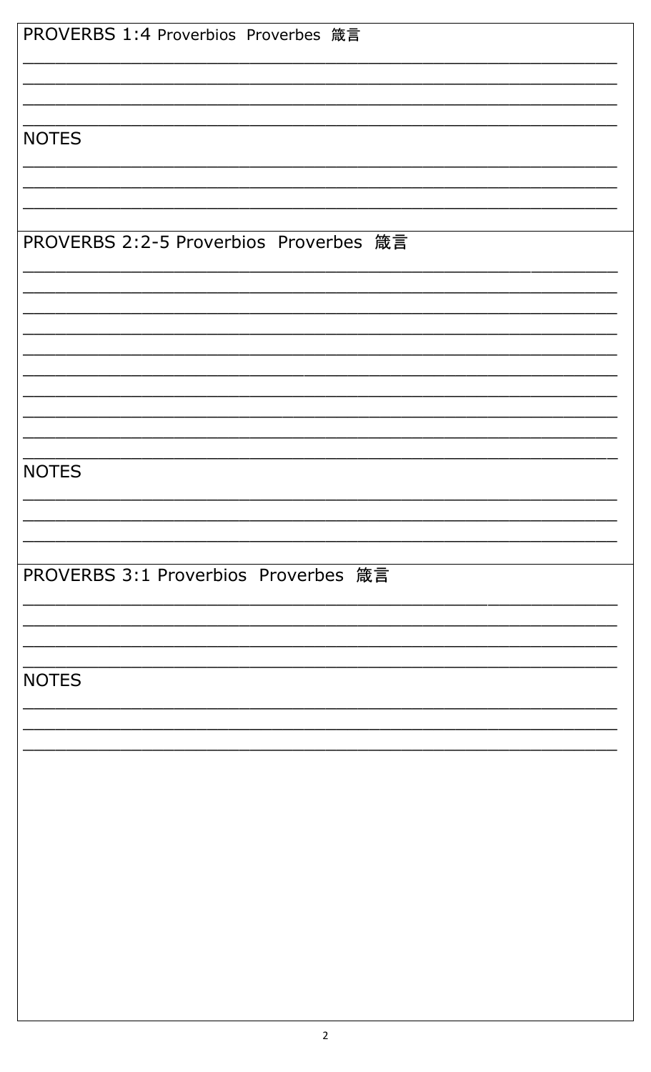PROVERBS 1:4 Proverbios Proverbes 箴言

\_\_\_\_\_\_\_\_\_\_\_\_\_\_\_\_\_\_\_\_\_\_\_\_\_\_\_\_\_\_\_\_\_\_\_\_\_\_\_\_\_\_\_\_\_\_\_\_\_\_\_\_\_\_\_\_\_\_\_\_

\_\_\_\_\_\_\_\_\_\_\_\_\_\_\_\_\_\_\_\_\_\_\_\_\_\_\_\_\_\_\_\_\_\_\_\_\_\_\_\_\_\_\_\_\_\_\_\_\_\_\_\_\_\_\_\_\_\_\_\_

\_\_\_\_\_\_\_\_\_\_\_\_\_\_\_\_\_\_\_\_\_\_\_\_\_\_\_\_\_\_\_\_\_\_\_\_\_\_\_\_\_\_\_\_\_\_\_\_\_\_\_\_\_\_\_\_\_\_\_\_

\_\_\_\_\_\_\_\_\_\_\_\_\_\_\_\_\_\_\_\_\_\_\_\_\_\_\_\_\_\_\_\_\_\_\_\_\_\_\_\_\_\_\_\_\_\_\_\_\_\_\_\_\_\_\_\_\_\_\_\_

NOTES

\_\_\_\_\_\_\_\_\_\_\_\_\_\_\_\_\_\_\_\_\_\_\_\_\_\_\_\_\_\_\_\_\_\_\_\_\_\_\_\_\_\_\_\_\_\_\_\_\_\_\_\_\_\_\_\_\_\_\_\_

\_\_\_\_\_\_\_\_\_\_\_\_\_\_\_\_\_\_\_\_\_\_\_\_\_\_\_\_\_\_\_\_\_\_\_\_\_\_\_\_\_\_\_\_\_\_\_\_\_\_\_\_\_\_\_\_\_\_\_\_

\_\_\_\_\_\_\_\_\_\_\_\_\_\_\_\_\_\_\_\_\_\_\_\_\_\_\_\_\_\_\_\_\_\_\_\_\_\_\_\_\_\_\_\_\_\_\_\_\_\_\_\_\_\_\_\_\_\_\_\_

PROVERBS 2:2-5 Proverbios Proverbes 箴言

\_\_\_\_\_\_\_\_\_\_\_\_\_\_\_\_\_\_\_\_\_\_\_\_\_\_\_\_\_\_\_\_\_\_\_\_\_\_\_\_\_\_\_\_\_\_\_\_\_\_\_\_\_\_\_\_\_\_\_\_

\_\_\_\_\_\_\_\_\_\_\_\_\_\_\_\_\_\_\_\_\_\_\_\_\_\_\_\_\_\_\_\_\_\_\_\_\_\_\_\_\_\_\_\_\_\_\_\_\_\_\_\_\_\_\_\_\_\_\_\_

\_\_\_\_\_\_\_\_\_\_\_\_\_\_\_\_\_\_\_\_\_\_\_\_\_\_\_\_\_\_\_\_\_\_\_\_\_\_\_\_\_\_\_\_\_\_\_\_\_\_\_\_\_\_\_\_\_\_\_\_

\_\_\_\_\_\_\_\_\_\_\_\_\_\_\_\_\_\_\_\_\_\_\_\_\_\_\_\_\_\_\_\_\_\_\_\_\_\_\_\_\_\_\_\_\_\_\_\_\_\_\_\_\_\_\_\_\_\_\_\_

\_\_\_\_\_\_\_\_\_\_\_\_\_\_\_\_\_\_\_\_\_\_\_\_\_\_\_\_\_\_\_\_\_\_\_\_\_\_\_\_\_\_\_\_\_\_\_\_\_\_\_\_\_\_\_\_\_\_\_\_

\_\_\_\_\_\_\_\_\_\_\_\_\_\_\_\_\_\_\_\_\_\_\_\_\_\_\_\_\_\_\_\_\_\_\_\_\_\_\_\_\_\_\_\_\_\_\_\_\_\_\_\_\_\_\_\_\_\_\_\_

\_\_\_\_\_\_\_\_\_\_\_\_\_\_\_\_\_\_\_\_\_\_\_\_\_\_\_\_\_\_\_\_\_\_\_\_\_\_\_\_\_\_\_\_\_\_\_\_\_\_\_\_\_\_\_\_\_\_\_\_

\_\_\_\_\_\_\_\_\_\_\_\_\_\_\_\_\_\_\_\_\_\_\_\_\_\_\_\_\_\_\_\_\_\_\_\_\_\_\_\_\_\_\_\_\_\_\_\_\_\_\_\_\_\_\_\_\_\_\_\_

\_\_\_\_\_\_\_\_\_\_\_\_\_\_\_\_\_\_\_\_\_\_\_\_\_\_\_\_\_\_\_\_\_\_\_\_\_\_\_\_\_\_\_\_\_\_\_\_\_\_\_\_\_\_\_\_\_\_\_\_

\_\_\_\_\_\_\_\_\_\_\_\_\_\_\_\_\_\_\_\_\_\_\_\_\_\_\_\_\_\_\_\_\_\_\_\_\_\_\_\_\_\_\_\_\_\_\_\_\_\_\_\_\_\_\_\_\_\_\_\_

NOTES

\_\_\_\_\_\_\_\_\_\_\_\_\_\_\_\_\_\_\_\_\_\_\_\_\_\_\_\_\_\_\_\_\_\_\_\_\_\_\_\_\_\_\_\_\_\_\_\_\_\_\_\_\_\_\_\_\_\_\_\_

\_\_\_\_\_\_\_\_\_\_\_\_\_\_\_\_\_\_\_\_\_\_\_\_\_\_\_\_\_\_\_\_\_\_\_\_\_\_\_\_\_\_\_\_\_\_\_\_\_\_\_\_\_\_\_\_\_\_\_\_

\_\_\_\_\_\_\_\_\_\_\_\_\_\_\_\_\_\_\_\_\_\_\_\_\_\_\_\_\_\_\_\_\_\_\_\_\_\_\_\_\_\_\_\_\_\_\_\_\_\_\_\_\_\_\_\_\_\_\_\_

PROVERBS 3:1 Proverbios Proverbes 箴言

\_\_\_\_\_\_\_\_\_\_\_\_\_\_\_\_\_\_\_\_\_\_\_\_\_\_\_\_\_\_\_\_\_\_\_\_\_\_\_\_\_\_\_\_\_\_\_\_\_\_\_\_\_\_\_\_\_\_\_\_

\_\_\_\_\_\_\_\_\_\_\_\_\_\_\_\_\_\_\_\_\_\_\_\_\_\_\_\_\_\_\_\_\_\_\_\_\_\_\_\_\_\_\_\_\_\_\_\_\_\_\_\_\_\_\_\_\_\_\_\_

\_\_\_\_\_\_\_\_\_\_\_\_\_\_\_\_\_\_\_\_\_\_\_\_\_\_\_\_\_\_\_\_\_\_\_\_\_\_\_\_\_\_\_\_\_\_\_\_\_\_\_\_\_\_\_\_\_\_\_\_

\_\_\_\_\_\_\_\_\_\_\_\_\_\_\_\_\_\_\_\_\_\_\_\_\_\_\_\_\_\_\_\_\_\_\_\_\_\_\_\_\_\_\_\_\_\_\_\_\_\_\_\_\_\_\_\_\_\_\_\_

NOTES

\_\_\_\_\_\_\_\_\_\_\_\_\_\_\_\_\_\_\_\_\_\_\_\_\_\_\_\_\_\_\_\_\_\_\_\_\_\_\_\_\_\_\_\_\_\_\_\_\_\_\_\_\_\_\_\_\_\_\_\_

\_\_\_\_\_\_\_\_\_\_\_\_\_\_\_\_\_\_\_\_\_\_\_\_\_\_\_\_\_\_\_\_\_\_\_\_\_\_\_\_\_\_\_\_\_\_\_\_\_\_\_\_\_\_\_\_\_\_\_\_

\_\_\_\_\_\_\_\_\_\_\_\_\_\_\_\_\_\_\_\_\_\_\_\_\_\_\_\_\_\_\_\_\_\_\_\_\_\_\_\_\_\_\_\_\_\_\_\_\_\_\_\_\_\_\_\_\_\_\_\_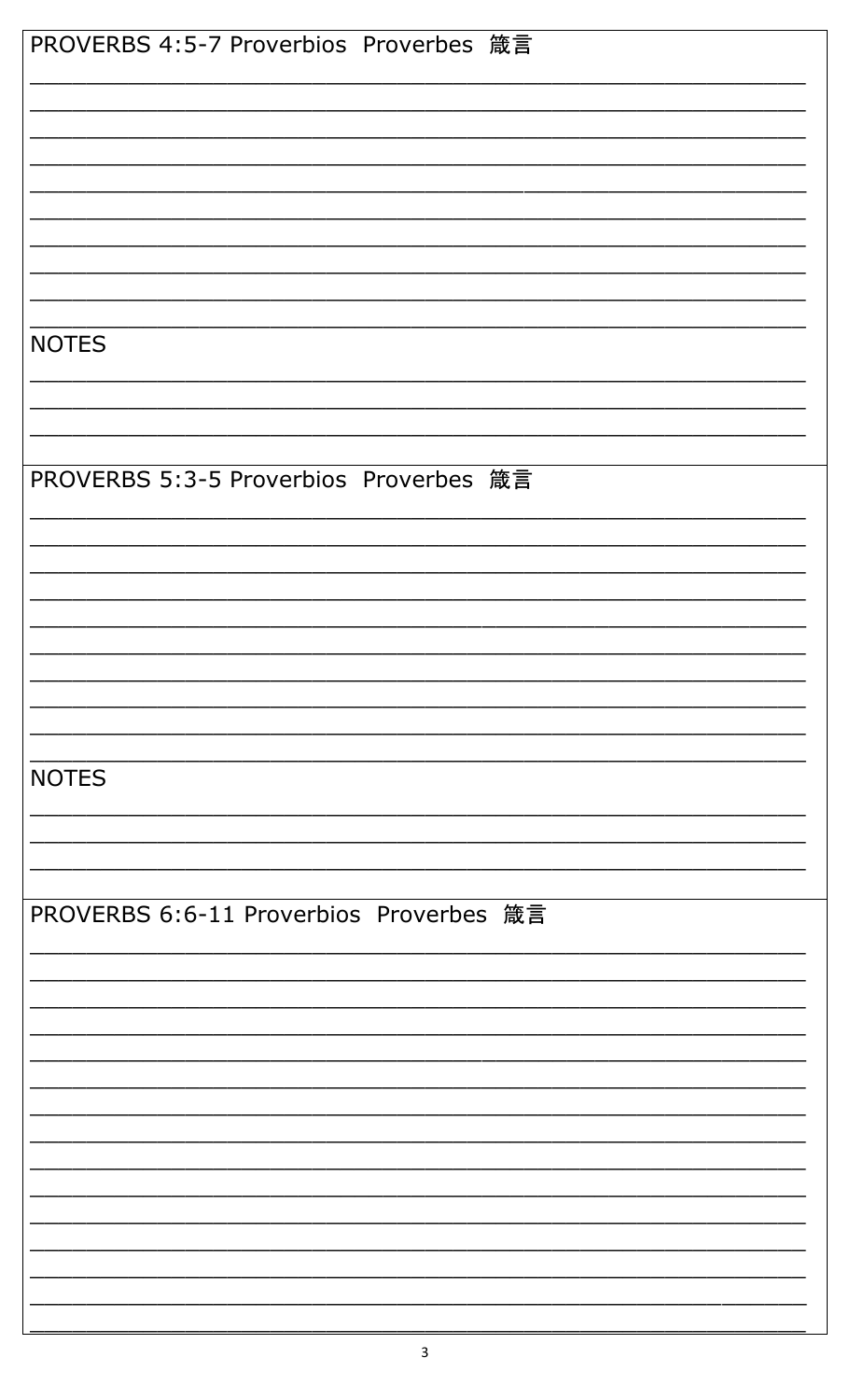## PROVERBS 4:5-7 Proverbios Proverbes 箴言

\_\_\_\_\_\_\_\_\_\_\_\_\_\_\_\_\_\_\_\_\_\_\_\_\_\_\_\_\_\_\_\_\_\_\_\_\_\_\_\_\_\_\_\_\_\_\_\_\_\_\_\_\_\_

\_\_\_\_\_\_\_\_\_\_\_\_\_\_\_\_\_\_\_\_\_\_\_\_\_\_\_\_\_\_\_\_\_\_\_\_\_\_\_\_\_\_\_\_\_\_\_\_\_\_\_\_\_\_

\_\_\_\_\_\_\_\_\_\_\_\_\_\_\_\_\_\_\_\_\_\_\_\_\_\_\_\_\_\_\_\_\_\_\_\_\_\_\_\_\_\_\_\_\_\_\_\_\_\_\_\_\_\_

\_\_\_\_\_\_\_\_\_\_\_\_\_\_\_\_\_\_\_\_\_\_\_\_\_\_\_\_\_\_\_\_\_\_\_\_\_\_\_\_\_\_\_\_\_\_\_\_\_\_\_\_\_\_

\_\_\_\_\_\_\_\_\_\_\_\_\_\_\_\_\_\_\_\_\_\_\_\_\_\_\_\_\_\_\_\_\_\_\_\_\_\_\_\_\_\_\_\_\_\_\_\_\_\_\_\_\_\_

\_\_\_\_\_\_\_\_\_\_\_\_\_\_\_\_\_\_\_\_\_\_\_\_\_\_\_\_\_\_\_\_\_\_\_\_\_\_\_\_\_\_\_\_\_\_\_\_\_\_\_\_\_\_

\_\_\_\_\_\_\_\_\_\_\_\_\_\_\_\_\_\_\_\_\_\_\_\_\_\_\_\_\_\_\_\_\_\_\_\_\_\_\_\_\_\_\_\_\_\_\_\_\_\_\_\_\_\_

\_\_\_\_\_\_\_\_\_\_\_\_\_\_\_\_\_\_\_\_\_\_\_\_\_\_\_\_\_\_\_\_\_\_\_\_\_\_\_\_\_\_\_\_\_\_\_\_\_\_\_\_\_\_

\_\_\_\_\_\_\_\_\_\_\_\_\_\_\_\_\_\_\_\_\_\_\_\_\_\_\_\_\_\_\_\_\_\_\_\_\_\_\_\_\_\_\_\_\_\_\_\_\_\_\_\_\_\_

\_\_\_\_\_\_\_\_\_\_\_\_\_\_\_\_\_\_\_\_\_\_\_\_\_\_\_\_\_\_\_\_\_\_\_\_\_\_\_\_\_\_\_\_\_\_\_\_\_\_\_\_\_\_

### NOTES

\_\_\_\_\_\_\_\_\_\_\_\_\_\_\_\_\_\_\_\_\_\_\_\_\_\_\_\_\_\_\_\_\_\_\_\_\_\_\_\_\_\_\_\_\_\_\_\_\_\_\_\_\_\_

\_\_\_\_\_\_\_\_\_\_\_\_\_\_\_\_\_\_\_\_\_\_\_\_\_\_\_\_\_\_\_\_\_\_\_\_\_\_\_\_\_\_\_\_\_\_\_\_\_\_\_\_\_\_

\_\_\_\_\_\_\_\_\_\_\_\_\_\_\_\_\_\_\_\_\_\_\_\_\_\_\_\_\_\_\_\_\_\_\_\_\_\_\_\_\_\_\_\_\_\_\_\_\_\_\_\_\_\_

## PROVERBS 5:3-5 Proverbios Proverbes 箴言

\_\_\_\_\_\_\_\_\_\_\_\_\_\_\_\_\_\_\_\_\_\_\_\_\_\_\_\_\_\_\_\_\_\_\_\_\_\_\_\_\_\_\_\_\_\_\_\_\_\_\_\_\_\_

\_\_\_\_\_\_\_\_\_\_\_\_\_\_\_\_\_\_\_\_\_\_\_\_\_\_\_\_\_\_\_\_\_\_\_\_\_\_\_\_\_\_\_\_\_\_\_\_\_\_\_\_\_\_

\_\_\_\_\_\_\_\_\_\_\_\_\_\_\_\_\_\_\_\_\_\_\_\_\_\_\_\_\_\_\_\_\_\_\_\_\_\_\_\_\_\_\_\_\_\_\_\_\_\_\_\_\_\_

\_\_\_\_\_\_\_\_\_\_\_\_\_\_\_\_\_\_\_\_\_\_\_\_\_\_\_\_\_\_\_\_\_\_\_\_\_\_\_\_\_\_\_\_\_\_\_\_\_\_\_\_\_\_

\_\_\_\_\_\_\_\_\_\_\_\_\_\_\_\_\_\_\_\_\_\_\_\_\_\_\_\_\_\_\_\_\_\_\_\_\_\_\_\_\_\_\_\_\_\_\_\_\_\_\_\_\_\_

\_\_\_\_\_\_\_\_\_\_\_\_\_\_\_\_\_\_\_\_\_\_\_\_\_\_\_\_\_\_\_\_\_\_\_\_\_\_\_\_\_\_\_\_\_\_\_\_\_\_\_\_\_\_

\_\_\_\_\_\_\_\_\_\_\_\_\_\_\_\_\_\_\_\_\_\_\_\_\_\_\_\_\_\_\_\_\_\_\_\_\_\_\_\_\_\_\_\_\_\_\_\_\_\_\_\_\_\_

\_\_\_\_\_\_\_\_\_\_\_\_\_\_\_\_\_\_\_\_\_\_\_\_\_\_\_\_\_\_\_\_\_\_\_\_\_\_\_\_\_\_\_\_\_\_\_\_\_\_\_\_\_\_

\_\_\_\_\_\_\_\_\_\_\_\_\_\_\_\_\_\_\_\_\_\_\_\_\_\_\_\_\_\_\_\_\_\_\_\_\_\_\_\_\_\_\_\_\_\_\_\_\_\_\_\_\_\_

\_\_\_\_\_\_\_\_\_\_\_\_\_\_\_\_\_\_\_\_\_\_\_\_\_\_\_\_\_\_\_\_\_\_\_\_\_\_\_\_\_\_\_\_\_\_\_\_\_\_\_\_\_\_

### NOTES

\_\_\_\_\_\_\_\_\_\_\_\_\_\_\_\_\_\_\_\_\_\_\_\_\_\_\_\_\_\_\_\_\_\_\_\_\_\_\_\_\_\_\_\_\_\_\_\_\_\_\_\_\_\_

\_\_\_\_\_\_\_\_\_\_\_\_\_\_\_\_\_\_\_\_\_\_\_\_\_\_\_\_\_\_\_\_\_\_\_\_\_\_\_\_\_\_\_\_\_\_\_\_\_\_\_\_\_\_

\_\_\_\_\_\_\_\_\_\_\_\_\_\_\_\_\_\_\_\_\_\_\_\_\_\_\_\_\_\_\_\_\_\_\_\_\_\_\_\_\_\_\_\_\_\_\_\_\_\_\_\_\_\_

## PROVERBS 6:6-11 Proverbios Proverbes 箴言

\_\_\_\_\_\_\_\_\_\_\_\_\_\_\_\_\_\_\_\_\_\_\_\_\_\_\_\_\_\_\_\_\_\_\_\_\_\_\_\_\_\_\_\_\_\_\_\_\_\_\_\_\_\_

\_\_\_\_\_\_\_\_\_\_\_\_\_\_\_\_\_\_\_\_\_\_\_\_\_\_\_\_\_\_\_\_\_\_\_\_\_\_\_\_\_\_\_\_\_\_\_\_\_\_\_\_\_\_

\_\_\_\_\_\_\_\_\_\_\_\_\_\_\_\_\_\_\_\_\_\_\_\_\_\_\_\_\_\_\_\_\_\_\_\_\_\_\_\_\_\_\_\_\_\_\_\_\_\_\_\_\_\_

\_\_\_\_\_\_\_\_\_\_\_\_\_\_\_\_\_\_\_\_\_\_\_\_\_\_\_\_\_\_\_\_\_\_\_\_\_\_\_\_\_\_\_\_\_\_\_\_\_\_\_\_\_\_

\_\_\_\_\_\_\_\_\_\_\_\_\_\_\_\_\_\_\_\_\_\_\_\_\_\_\_\_\_\_\_\_\_\_\_\_\_\_\_\_\_\_\_\_\_\_\_\_\_\_\_\_\_\_

\_\_\_\_\_\_\_\_\_\_\_\_\_\_\_\_\_\_\_\_\_\_\_\_\_\_\_\_\_\_\_\_\_\_\_\_\_\_\_\_\_\_\_\_\_\_\_\_\_\_\_\_\_\_

\_\_\_\_\_\_\_\_\_\_\_\_\_\_\_\_\_\_\_\_\_\_\_\_\_\_\_\_\_\_\_\_\_\_\_\_\_\_\_\_\_\_\_\_\_\_\_\_\_\_\_\_\_\_

\_\_\_\_\_\_\_\_\_\_\_\_\_\_\_\_\_\_\_\_\_\_\_\_\_\_\_\_\_\_\_\_\_\_\_\_\_\_\_\_\_\_\_\_\_\_\_\_\_\_\_\_\_\_

\_\_\_\_\_\_\_\_\_\_\_\_\_\_\_\_\_\_\_\_\_\_\_\_\_\_\_\_\_\_\_\_\_\_\_\_\_\_\_\_\_\_\_\_\_\_\_\_\_\_\_\_\_\_

\_\_\_\_\_\_\_\_\_\_\_\_\_\_\_\_\_\_\_\_\_\_\_\_\_\_\_\_\_\_\_\_\_\_\_\_\_\_\_\_\_\_\_\_\_\_\_\_\_\_\_\_\_\_

\_\_\_\_\_\_\_\_\_\_\_\_\_\_\_\_\_\_\_\_\_\_\_\_\_\_\_\_\_\_\_\_\_\_\_\_\_\_\_\_\_\_\_\_\_\_\_\_\_\_\_\_\_\_

\_\_\_\_\_\_\_\_\_\_\_\_\_\_\_\_\_\_\_\_\_\_\_\_\_\_\_\_\_\_\_\_\_\_\_\_\_\_\_\_\_\_\_\_\_\_\_\_\_\_\_\_\_\_

\_\_\_\_\_\_\_\_\_\_\_\_\_\_\_\_\_\_\_\_\_\_\_\_\_\_\_\_\_\_\_\_\_\_\_\_\_\_\_\_\_\_\_\_\_\_\_\_\_\_\_\_\_\_

\_\_\_\_\_\_\_\_\_\_\_\_\_\_\_\_\_\_\_\_\_\_\_\_\_\_\_\_\_\_\_\_\_\_\_\_\_\_\_\_\_\_\_\_\_\_\_\_\_\_\_\_\_\_

\_\_\_\_\_\_\_\_\_\_\_\_\_\_\_\_\_\_\_\_\_\_\_\_\_\_\_\_\_\_\_\_\_\_\_\_\_\_\_\_\_\_\_\_\_\_\_\_\_\_\_\_\_\_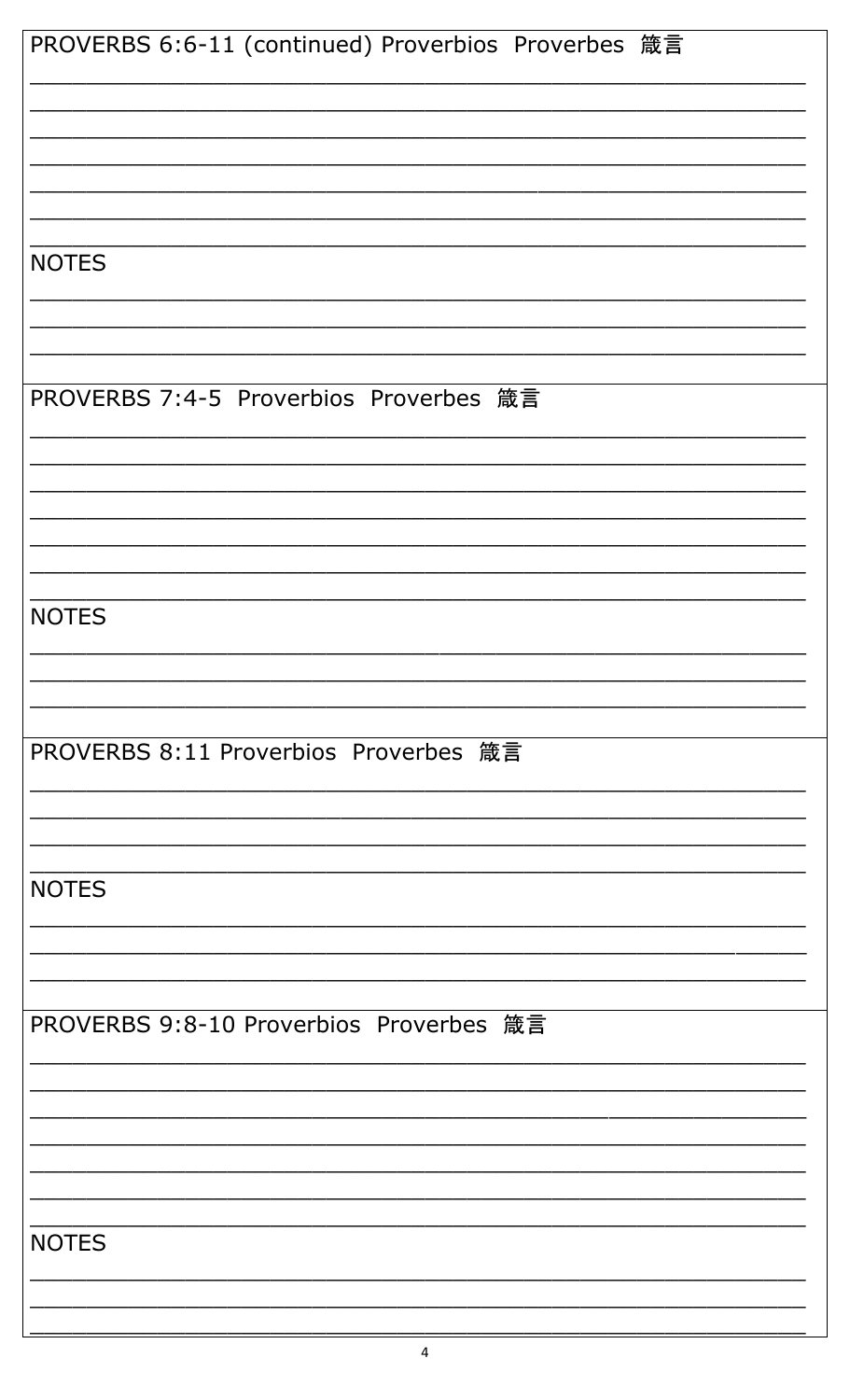PROVERBS 6:6-11 (continued) Proverbios Proverbes 箴言

NOTES

PROVERBS 7:4-5 Proverbios Proverbes 箴言

NOTES

PROVERBS 8:11 Proverbios Proverbes 箴言

NOTES

PROVERBS 9:8-10 Proverbios Proverbes 箴言

NOTES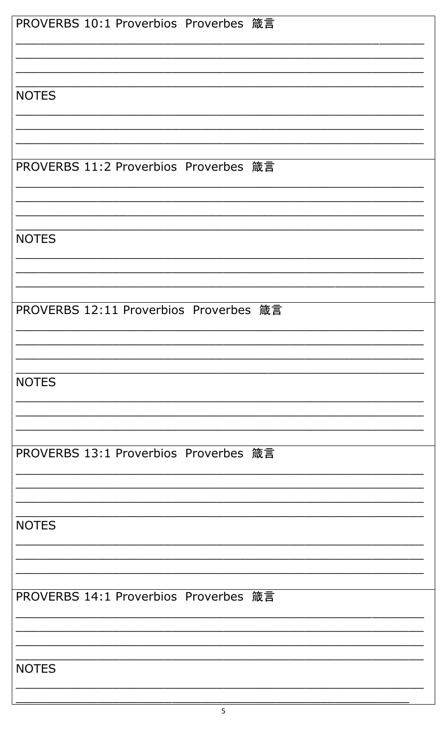PROVERBS 10:1 Proverbios Proverbes 箴言

____________________________________________________________

____________________________________________________________

____________________________________________________________

____________________________________________________________

NOTES

____________________________________________________________

____________________________________________________________

____________________________________________________________

PROVERBS 11:2 Proverbios Proverbes 箴言

____________________________________________________________

____________________________________________________________

____________________________________________________________

____________________________________________________________

NOTES

____________________________________________________________

____________________________________________________________

____________________________________________________________

PROVERBS 12:11 Proverbios Proverbes 箴言

____________________________________________________________

____________________________________________________________

____________________________________________________________

____________________________________________________________

NOTES

____________________________________________________________

____________________________________________________________

____________________________________________________________

PROVERBS 13:1 Proverbios Proverbes 箴言

____________________________________________________________

____________________________________________________________

____________________________________________________________

____________________________________________________________

NOTES

____________________________________________________________

____________________________________________________________

____________________________________________________________

PROVERBS 14:1 Proverbios Proverbes 箴言

____________________________________________________________

____________________________________________________________

____________________________________________________________

____________________________________________________________

NOTES

____________________________________________________________

____________________________________________________________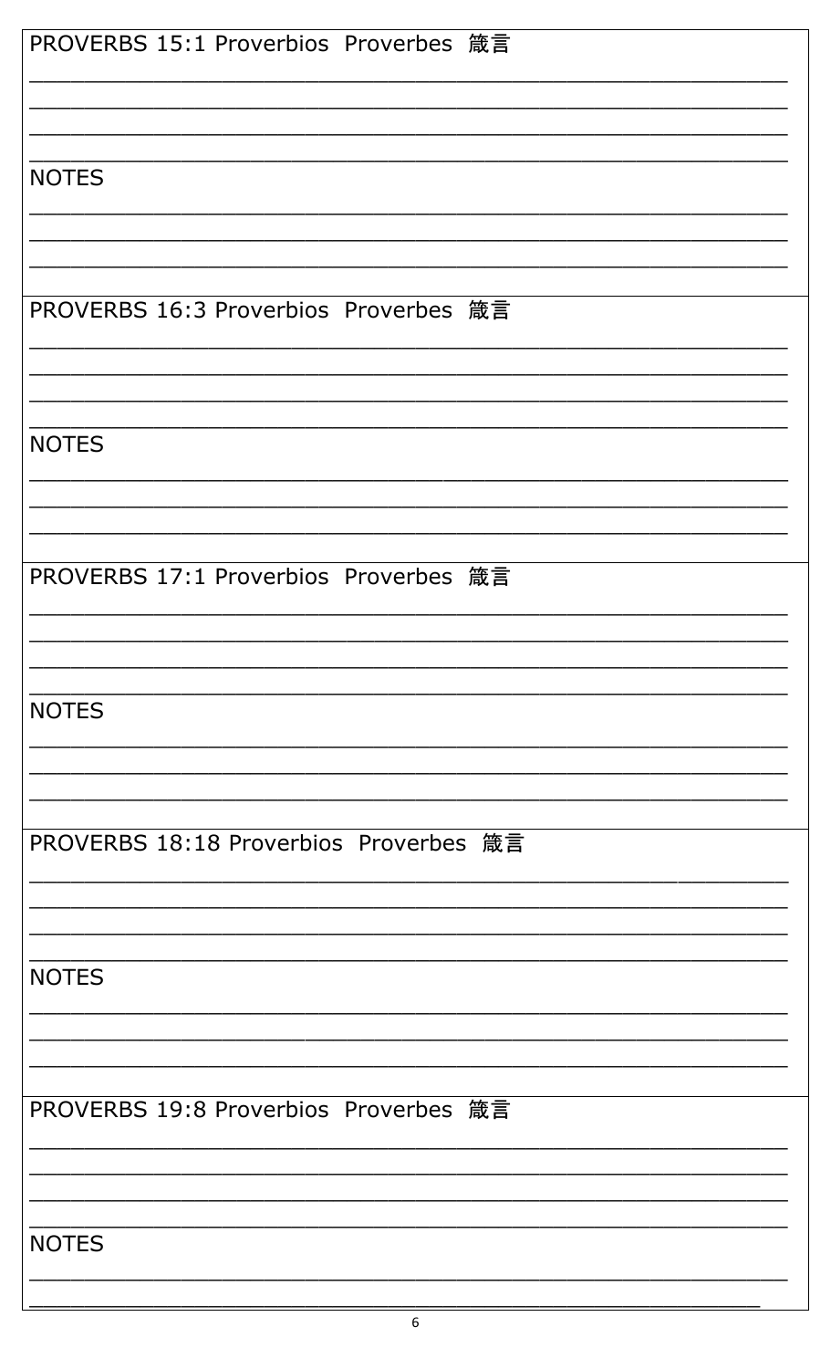PROVERBS 15:1 Proverbios Proverbes 箴言

___________________________________________________________

___________________________________________________________

___________________________________________________________

___________________________________________________________

NOTES

___________________________________________________________

___________________________________________________________

___________________________________________________________

PROVERBS 16:3 Proverbios Proverbes 箴言

___________________________________________________________

___________________________________________________________

___________________________________________________________

___________________________________________________________

NOTES

___________________________________________________________

___________________________________________________________

___________________________________________________________

PROVERBS 17:1 Proverbios Proverbes 箴言

___________________________________________________________

___________________________________________________________

___________________________________________________________

___________________________________________________________

NOTES

___________________________________________________________

___________________________________________________________

___________________________________________________________

PROVERBS 18:18 Proverbios Proverbes 箴言

___________________________________________________________

___________________________________________________________

___________________________________________________________

___________________________________________________________

NOTES

___________________________________________________________

___________________________________________________________

___________________________________________________________

PROVERBS 19:8 Proverbios Proverbes 箴言

___________________________________________________________

___________________________________________________________

___________________________________________________________

___________________________________________________________

NOTES

___________________________________________________________

___________________________________________________________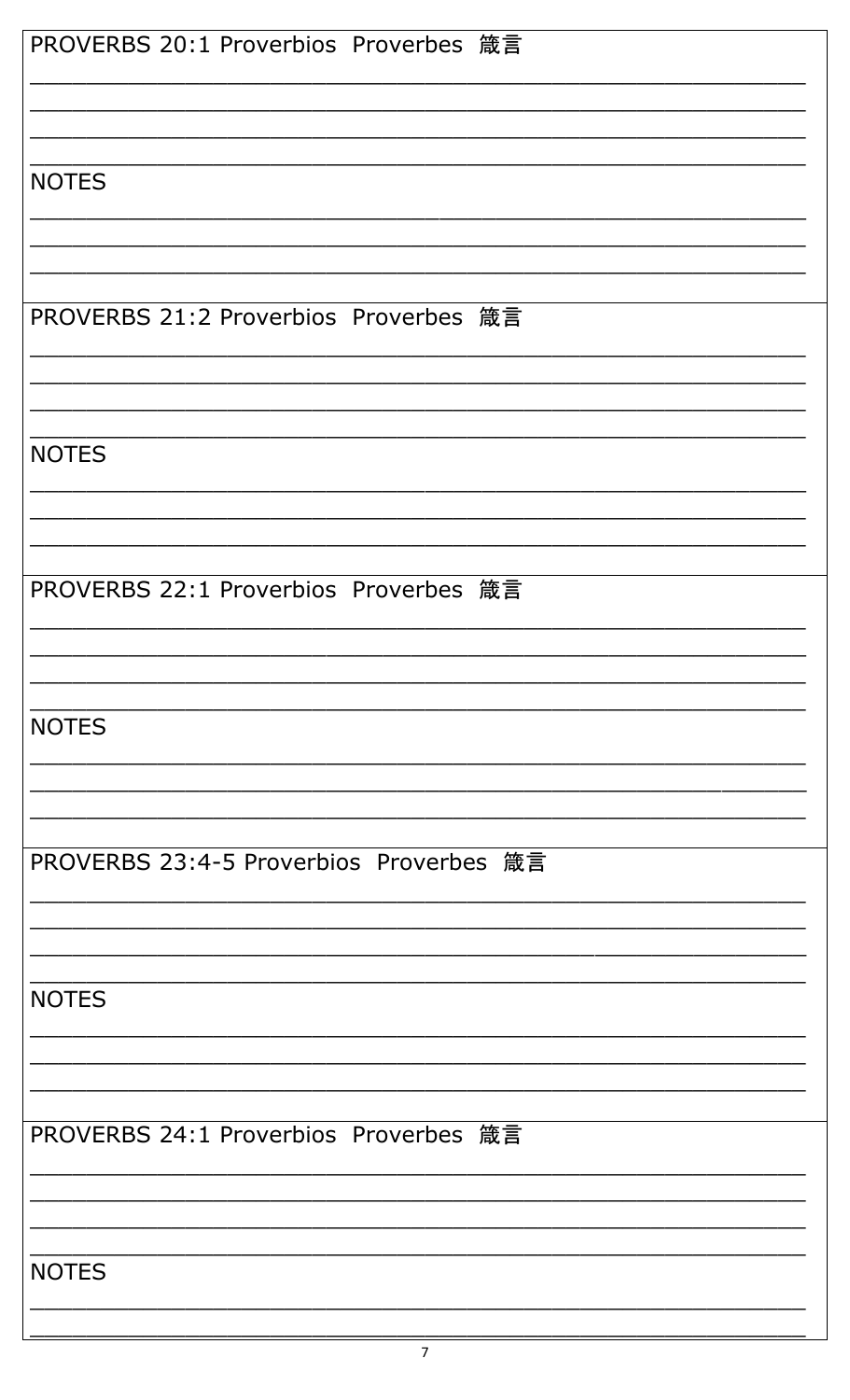PROVERBS 20:1 Proverbios Proverbes 箴言

______________________________________________________________

______________________________________________________________

______________________________________________________________

______________________________________________________________

NOTES

______________________________________________________________

______________________________________________________________

______________________________________________________________

PROVERBS 21:2 Proverbios Proverbes 箴言

______________________________________________________________

______________________________________________________________

______________________________________________________________

______________________________________________________________

NOTES

______________________________________________________________

______________________________________________________________

______________________________________________________________

PROVERBS 22:1 Proverbios Proverbes 箴言

______________________________________________________________

______________________________________________________________

______________________________________________________________

______________________________________________________________

NOTES

______________________________________________________________

______________________________________________________________

______________________________________________________________

PROVERBS 23:4-5 Proverbios Proverbes 箴言

______________________________________________________________

______________________________________________________________

______________________________________________________________

______________________________________________________________

NOTES

______________________________________________________________

______________________________________________________________

______________________________________________________________

PROVERBS 24:1 Proverbios Proverbes 箴言

______________________________________________________________

______________________________________________________________

______________________________________________________________

______________________________________________________________

NOTES

______________________________________________________________

______________________________________________________________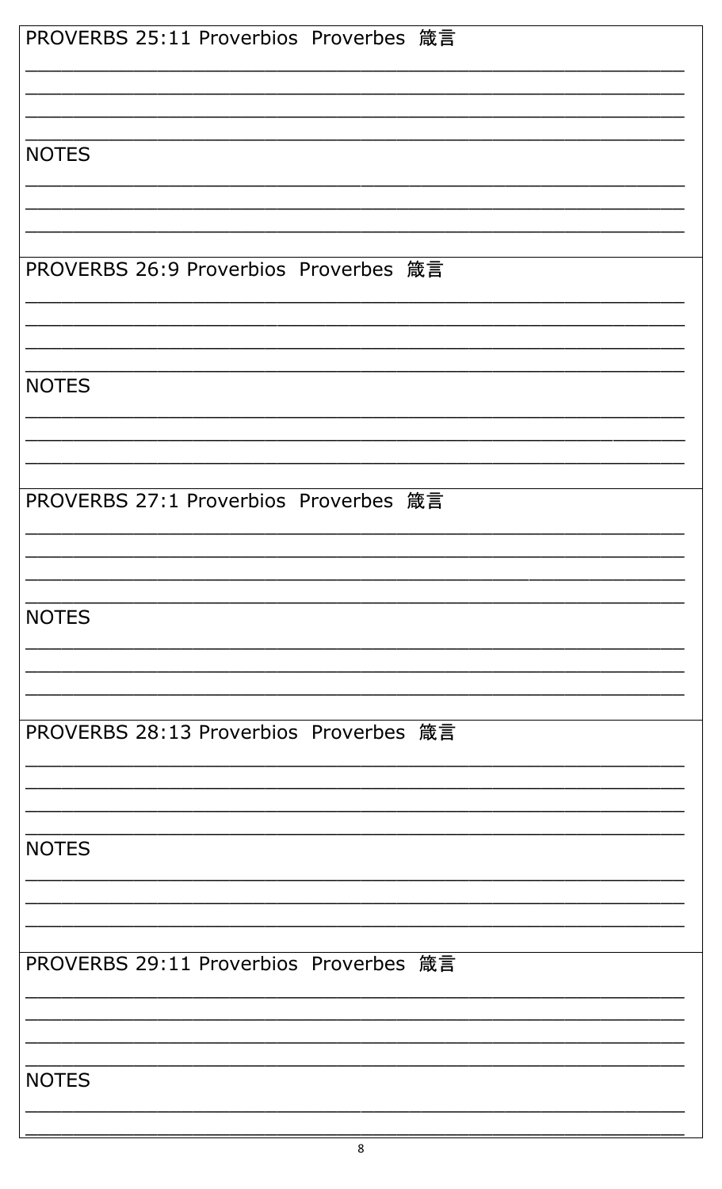PROVERBS 25:11 Proverbios Proverbes 箴言

\_\_\_\_\_\_\_\_\_\_\_\_\_\_\_\_\_\_\_\_\_\_\_\_\_\_\_\_\_\_\_\_\_\_\_\_\_\_\_\_\_\_\_\_\_\_\_\_\_\_\_\_\_\_\_\_

\_\_\_\_\_\_\_\_\_\_\_\_\_\_\_\_\_\_\_\_\_\_\_\_\_\_\_\_\_\_\_\_\_\_\_\_\_\_\_\_\_\_\_\_\_\_\_\_\_\_\_\_\_\_\_\_

\_\_\_\_\_\_\_\_\_\_\_\_\_\_\_\_\_\_\_\_\_\_\_\_\_\_\_\_\_\_\_\_\_\_\_\_\_\_\_\_\_\_\_\_\_\_\_\_\_\_\_\_\_\_\_\_

\_\_\_\_\_\_\_\_\_\_\_\_\_\_\_\_\_\_\_\_\_\_\_\_\_\_\_\_\_\_\_\_\_\_\_\_\_\_\_\_\_\_\_\_\_\_\_\_\_\_\_\_\_\_\_\_

NOTES

\_\_\_\_\_\_\_\_\_\_\_\_\_\_\_\_\_\_\_\_\_\_\_\_\_\_\_\_\_\_\_\_\_\_\_\_\_\_\_\_\_\_\_\_\_\_\_\_\_\_\_\_\_\_\_\_

\_\_\_\_\_\_\_\_\_\_\_\_\_\_\_\_\_\_\_\_\_\_\_\_\_\_\_\_\_\_\_\_\_\_\_\_\_\_\_\_\_\_\_\_\_\_\_\_\_\_\_\_\_\_\_\_

\_\_\_\_\_\_\_\_\_\_\_\_\_\_\_\_\_\_\_\_\_\_\_\_\_\_\_\_\_\_\_\_\_\_\_\_\_\_\_\_\_\_\_\_\_\_\_\_\_\_\_\_\_\_\_\_

PROVERBS 26:9 Proverbios Proverbes 箴言

\_\_\_\_\_\_\_\_\_\_\_\_\_\_\_\_\_\_\_\_\_\_\_\_\_\_\_\_\_\_\_\_\_\_\_\_\_\_\_\_\_\_\_\_\_\_\_\_\_\_\_\_\_\_\_\_

\_\_\_\_\_\_\_\_\_\_\_\_\_\_\_\_\_\_\_\_\_\_\_\_\_\_\_\_\_\_\_\_\_\_\_\_\_\_\_\_\_\_\_\_\_\_\_\_\_\_\_\_\_\_\_\_

\_\_\_\_\_\_\_\_\_\_\_\_\_\_\_\_\_\_\_\_\_\_\_\_\_\_\_\_\_\_\_\_\_\_\_\_\_\_\_\_\_\_\_\_\_\_\_\_\_\_\_\_\_\_\_\_

\_\_\_\_\_\_\_\_\_\_\_\_\_\_\_\_\_\_\_\_\_\_\_\_\_\_\_\_\_\_\_\_\_\_\_\_\_\_\_\_\_\_\_\_\_\_\_\_\_\_\_\_\_\_\_\_

NOTES

\_\_\_\_\_\_\_\_\_\_\_\_\_\_\_\_\_\_\_\_\_\_\_\_\_\_\_\_\_\_\_\_\_\_\_\_\_\_\_\_\_\_\_\_\_\_\_\_\_\_\_\_\_\_\_\_

\_\_\_\_\_\_\_\_\_\_\_\_\_\_\_\_\_\_\_\_\_\_\_\_\_\_\_\_\_\_\_\_\_\_\_\_\_\_\_\_\_\_\_\_\_\_\_\_\_\_\_\_\_\_\_\_

\_\_\_\_\_\_\_\_\_\_\_\_\_\_\_\_\_\_\_\_\_\_\_\_\_\_\_\_\_\_\_\_\_\_\_\_\_\_\_\_\_\_\_\_\_\_\_\_\_\_\_\_\_\_\_\_

PROVERBS 27:1 Proverbios Proverbes 箴言

\_\_\_\_\_\_\_\_\_\_\_\_\_\_\_\_\_\_\_\_\_\_\_\_\_\_\_\_\_\_\_\_\_\_\_\_\_\_\_\_\_\_\_\_\_\_\_\_\_\_\_\_\_\_\_\_

\_\_\_\_\_\_\_\_\_\_\_\_\_\_\_\_\_\_\_\_\_\_\_\_\_\_\_\_\_\_\_\_\_\_\_\_\_\_\_\_\_\_\_\_\_\_\_\_\_\_\_\_\_\_\_\_

\_\_\_\_\_\_\_\_\_\_\_\_\_\_\_\_\_\_\_\_\_\_\_\_\_\_\_\_\_\_\_\_\_\_\_\_\_\_\_\_\_\_\_\_\_\_\_\_\_\_\_\_\_\_\_\_

\_\_\_\_\_\_\_\_\_\_\_\_\_\_\_\_\_\_\_\_\_\_\_\_\_\_\_\_\_\_\_\_\_\_\_\_\_\_\_\_\_\_\_\_\_\_\_\_\_\_\_\_\_\_\_\_

NOTES

\_\_\_\_\_\_\_\_\_\_\_\_\_\_\_\_\_\_\_\_\_\_\_\_\_\_\_\_\_\_\_\_\_\_\_\_\_\_\_\_\_\_\_\_\_\_\_\_\_\_\_\_\_\_\_\_

\_\_\_\_\_\_\_\_\_\_\_\_\_\_\_\_\_\_\_\_\_\_\_\_\_\_\_\_\_\_\_\_\_\_\_\_\_\_\_\_\_\_\_\_\_\_\_\_\_\_\_\_\_\_\_\_

\_\_\_\_\_\_\_\_\_\_\_\_\_\_\_\_\_\_\_\_\_\_\_\_\_\_\_\_\_\_\_\_\_\_\_\_\_\_\_\_\_\_\_\_\_\_\_\_\_\_\_\_\_\_\_\_

PROVERBS 28:13 Proverbios Proverbes 箴言

\_\_\_\_\_\_\_\_\_\_\_\_\_\_\_\_\_\_\_\_\_\_\_\_\_\_\_\_\_\_\_\_\_\_\_\_\_\_\_\_\_\_\_\_\_\_\_\_\_\_\_\_\_\_\_\_

\_\_\_\_\_\_\_\_\_\_\_\_\_\_\_\_\_\_\_\_\_\_\_\_\_\_\_\_\_\_\_\_\_\_\_\_\_\_\_\_\_\_\_\_\_\_\_\_\_\_\_\_\_\_\_\_

\_\_\_\_\_\_\_\_\_\_\_\_\_\_\_\_\_\_\_\_\_\_\_\_\_\_\_\_\_\_\_\_\_\_\_\_\_\_\_\_\_\_\_\_\_\_\_\_\_\_\_\_\_\_\_\_

\_\_\_\_\_\_\_\_\_\_\_\_\_\_\_\_\_\_\_\_\_\_\_\_\_\_\_\_\_\_\_\_\_\_\_\_\_\_\_\_\_\_\_\_\_\_\_\_\_\_\_\_\_\_\_\_

NOTES

\_\_\_\_\_\_\_\_\_\_\_\_\_\_\_\_\_\_\_\_\_\_\_\_\_\_\_\_\_\_\_\_\_\_\_\_\_\_\_\_\_\_\_\_\_\_\_\_\_\_\_\_\_\_\_\_

\_\_\_\_\_\_\_\_\_\_\_\_\_\_\_\_\_\_\_\_\_\_\_\_\_\_\_\_\_\_\_\_\_\_\_\_\_\_\_\_\_\_\_\_\_\_\_\_\_\_\_\_\_\_\_\_

\_\_\_\_\_\_\_\_\_\_\_\_\_\_\_\_\_\_\_\_\_\_\_\_\_\_\_\_\_\_\_\_\_\_\_\_\_\_\_\_\_\_\_\_\_\_\_\_\_\_\_\_\_\_\_\_

PROVERBS 29:11 Proverbios Proverbes 箴言

\_\_\_\_\_\_\_\_\_\_\_\_\_\_\_\_\_\_\_\_\_\_\_\_\_\_\_\_\_\_\_\_\_\_\_\_\_\_\_\_\_\_\_\_\_\_\_\_\_\_\_\_\_\_\_\_

\_\_\_\_\_\_\_\_\_\_\_\_\_\_\_\_\_\_\_\_\_\_\_\_\_\_\_\_\_\_\_\_\_\_\_\_\_\_\_\_\_\_\_\_\_\_\_\_\_\_\_\_\_\_\_\_

\_\_\_\_\_\_\_\_\_\_\_\_\_\_\_\_\_\_\_\_\_\_\_\_\_\_\_\_\_\_\_\_\_\_\_\_\_\_\_\_\_\_\_\_\_\_\_\_\_\_\_\_\_\_\_\_

\_\_\_\_\_\_\_\_\_\_\_\_\_\_\_\_\_\_\_\_\_\_\_\_\_\_\_\_\_\_\_\_\_\_\_\_\_\_\_\_\_\_\_\_\_\_\_\_\_\_\_\_\_\_\_\_

NOTES

\_\_\_\_\_\_\_\_\_\_\_\_\_\_\_\_\_\_\_\_\_\_\_\_\_\_\_\_\_\_\_\_\_\_\_\_\_\_\_\_\_\_\_\_\_\_\_\_\_\_\_\_\_\_\_\_

\_\_\_\_\_\_\_\_\_\_\_\_\_\_\_\_\_\_\_\_\_\_\_\_\_\_\_\_\_\_\_\_\_\_\_\_\_\_\_\_\_\_\_\_\_\_\_\_\_\_\_\_\_\_\_\_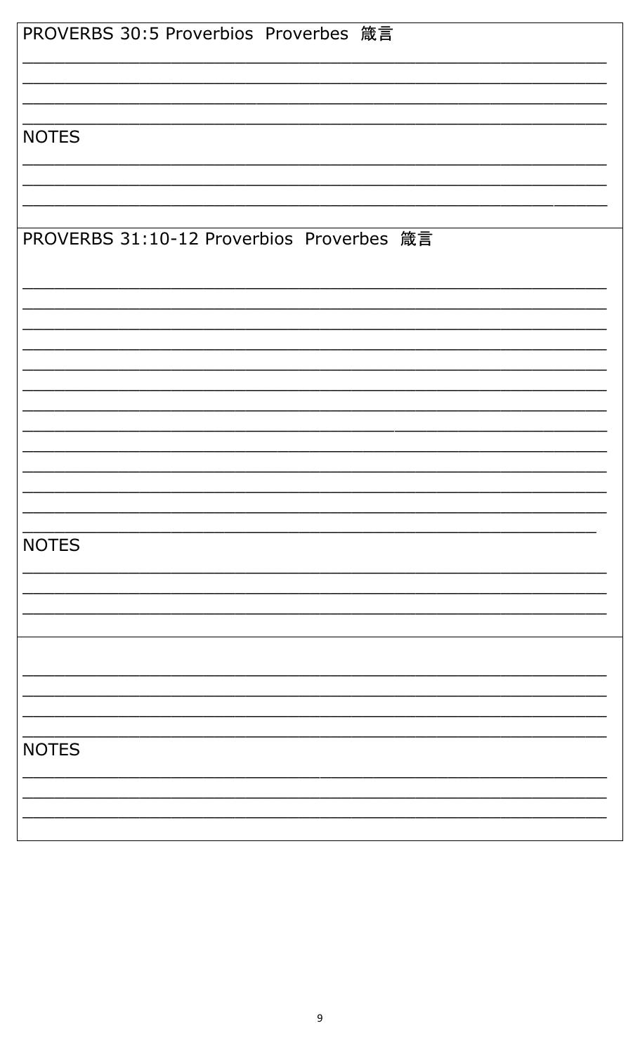PROVERBS 30:5 Proverbios Proverbes 箴言

\_\_\_\_\_\_\_\_\_\_\_\_\_\_\_\_\_\_\_\_\_\_\_\_\_\_\_\_\_\_\_\_\_\_\_\_\_\_\_\_\_\_\_\_\_\_\_\_\_\_\_\_\_\_\_\_\_\_\_\_

\_\_\_\_\_\_\_\_\_\_\_\_\_\_\_\_\_\_\_\_\_\_\_\_\_\_\_\_\_\_\_\_\_\_\_\_\_\_\_\_\_\_\_\_\_\_\_\_\_\_\_\_\_\_\_\_\_\_\_\_

\_\_\_\_\_\_\_\_\_\_\_\_\_\_\_\_\_\_\_\_\_\_\_\_\_\_\_\_\_\_\_\_\_\_\_\_\_\_\_\_\_\_\_\_\_\_\_\_\_\_\_\_\_\_\_\_\_\_\_\_

\_\_\_\_\_\_\_\_\_\_\_\_\_\_\_\_\_\_\_\_\_\_\_\_\_\_\_\_\_\_\_\_\_\_\_\_\_\_\_\_\_\_\_\_\_\_\_\_\_\_\_\_\_\_\_\_\_\_\_\_

NOTES

\_\_\_\_\_\_\_\_\_\_\_\_\_\_\_\_\_\_\_\_\_\_\_\_\_\_\_\_\_\_\_\_\_\_\_\_\_\_\_\_\_\_\_\_\_\_\_\_\_\_\_\_\_\_\_\_\_\_\_\_

\_\_\_\_\_\_\_\_\_\_\_\_\_\_\_\_\_\_\_\_\_\_\_\_\_\_\_\_\_\_\_\_\_\_\_\_\_\_\_\_\_\_\_\_\_\_\_\_\_\_\_\_\_\_\_\_\_\_\_\_

\_\_\_\_\_\_\_\_\_\_\_\_\_\_\_\_\_\_\_\_\_\_\_\_\_\_\_\_\_\_\_\_\_\_\_\_\_\_\_\_\_\_\_\_\_\_\_\_\_\_\_\_\_\_\_\_\_\_\_\_

PROVERBS 31:10-12 Proverbios Proverbes 箴言

\_\_\_\_\_\_\_\_\_\_\_\_\_\_\_\_\_\_\_\_\_\_\_\_\_\_\_\_\_\_\_\_\_\_\_\_\_\_\_\_\_\_\_\_\_\_\_\_\_\_\_\_\_\_\_\_\_\_\_\_

\_\_\_\_\_\_\_\_\_\_\_\_\_\_\_\_\_\_\_\_\_\_\_\_\_\_\_\_\_\_\_\_\_\_\_\_\_\_\_\_\_\_\_\_\_\_\_\_\_\_\_\_\_\_\_\_\_\_\_\_

\_\_\_\_\_\_\_\_\_\_\_\_\_\_\_\_\_\_\_\_\_\_\_\_\_\_\_\_\_\_\_\_\_\_\_\_\_\_\_\_\_\_\_\_\_\_\_\_\_\_\_\_\_\_\_\_\_\_\_\_

\_\_\_\_\_\_\_\_\_\_\_\_\_\_\_\_\_\_\_\_\_\_\_\_\_\_\_\_\_\_\_\_\_\_\_\_\_\_\_\_\_\_\_\_\_\_\_\_\_\_\_\_\_\_\_\_\_\_\_\_

\_\_\_\_\_\_\_\_\_\_\_\_\_\_\_\_\_\_\_\_\_\_\_\_\_\_\_\_\_\_\_\_\_\_\_\_\_\_\_\_\_\_\_\_\_\_\_\_\_\_\_\_\_\_\_\_\_\_\_\_

\_\_\_\_\_\_\_\_\_\_\_\_\_\_\_\_\_\_\_\_\_\_\_\_\_\_\_\_\_\_\_\_\_\_\_\_\_\_\_\_\_\_\_\_\_\_\_\_\_\_\_\_\_\_\_\_\_\_\_\_

\_\_\_\_\_\_\_\_\_\_\_\_\_\_\_\_\_\_\_\_\_\_\_\_\_\_\_\_\_\_\_\_\_\_\_\_\_\_\_\_\_\_\_\_\_\_\_\_\_\_\_\_\_\_\_\_\_\_\_\_

\_\_\_\_\_\_\_\_\_\_\_\_\_\_\_\_\_\_\_\_\_\_\_\_\_\_\_\_\_\_\_\_\_\_\_\_\_\_\_\_\_\_\_\_\_\_\_\_\_\_\_\_\_\_\_\_\_\_\_\_

\_\_\_\_\_\_\_\_\_\_\_\_\_\_\_\_\_\_\_\_\_\_\_\_\_\_\_\_\_\_\_\_\_\_\_\_\_\_\_\_\_\_\_\_\_\_\_\_\_\_\_\_\_\_\_\_\_\_\_\_

\_\_\_\_\_\_\_\_\_\_\_\_\_\_\_\_\_\_\_\_\_\_\_\_\_\_\_\_\_\_\_\_\_\_\_\_\_\_\_\_\_\_\_\_\_\_\_\_\_\_\_\_\_\_\_\_\_\_\_\_

\_\_\_\_\_\_\_\_\_\_\_\_\_\_\_\_\_\_\_\_\_\_\_\_\_\_\_\_\_\_\_\_\_\_\_\_\_\_\_\_\_\_\_\_\_\_\_\_\_\_\_\_\_\_\_\_\_\_\_\_

\_\_\_\_\_\_\_\_\_\_\_\_\_\_\_\_\_\_\_\_\_\_\_\_\_\_\_\_\_\_\_\_\_\_\_\_\_\_\_\_\_\_\_\_\_\_\_\_\_\_\_\_\_\_\_\_\_\_\_\_

\_\_\_\_\_\_\_\_\_\_\_\_\_\_\_\_\_\_\_\_\_\_\_\_\_\_\_\_\_\_\_\_\_\_\_\_\_\_\_\_\_\_\_\_\_\_\_\_\_\_\_\_\_\_\_\_\_\_\_

NOTES

\_\_\_\_\_\_\_\_\_\_\_\_\_\_\_\_\_\_\_\_\_\_\_\_\_\_\_\_\_\_\_\_\_\_\_\_\_\_\_\_\_\_\_\_\_\_\_\_\_\_\_\_\_\_\_\_\_\_\_\_

\_\_\_\_\_\_\_\_\_\_\_\_\_\_\_\_\_\_\_\_\_\_\_\_\_\_\_\_\_\_\_\_\_\_\_\_\_\_\_\_\_\_\_\_\_\_\_\_\_\_\_\_\_\_\_\_\_\_\_\_

\_\_\_\_\_\_\_\_\_\_\_\_\_\_\_\_\_\_\_\_\_\_\_\_\_\_\_\_\_\_\_\_\_\_\_\_\_\_\_\_\_\_\_\_\_\_\_\_\_\_\_\_\_\_\_\_\_\_\_\_

\_\_\_\_\_\_\_\_\_\_\_\_\_\_\_\_\_\_\_\_\_\_\_\_\_\_\_\_\_\_\_\_\_\_\_\_\_\_\_\_\_\_\_\_\_\_\_\_\_\_\_\_\_\_\_\_\_\_\_\_

\_\_\_\_\_\_\_\_\_\_\_\_\_\_\_\_\_\_\_\_\_\_\_\_\_\_\_\_\_\_\_\_\_\_\_\_\_\_\_\_\_\_\_\_\_\_\_\_\_\_\_\_\_\_\_\_\_\_\_\_

\_\_\_\_\_\_\_\_\_\_\_\_\_\_\_\_\_\_\_\_\_\_\_\_\_\_\_\_\_\_\_\_\_\_\_\_\_\_\_\_\_\_\_\_\_\_\_\_\_\_\_\_\_\_\_\_\_\_\_\_

\_\_\_\_\_\_\_\_\_\_\_\_\_\_\_\_\_\_\_\_\_\_\_\_\_\_\_\_\_\_\_\_\_\_\_\_\_\_\_\_\_\_\_\_\_\_\_\_\_\_\_\_\_\_\_\_\_\_\_\_

NOTES

\_\_\_\_\_\_\_\_\_\_\_\_\_\_\_\_\_\_\_\_\_\_\_\_\_\_\_\_\_\_\_\_\_\_\_\_\_\_\_\_\_\_\_\_\_\_\_\_\_\_\_\_\_\_\_\_\_\_\_\_

\_\_\_\_\_\_\_\_\_\_\_\_\_\_\_\_\_\_\_\_\_\_\_\_\_\_\_\_\_\_\_\_\_\_\_\_\_\_\_\_\_\_\_\_\_\_\_\_\_\_\_\_\_\_\_\_\_\_\_\_

\_\_\_\_\_\_\_\_\_\_\_\_\_\_\_\_\_\_\_\_\_\_\_\_\_\_\_\_\_\_\_\_\_\_\_\_\_\_\_\_\_\_\_\_\_\_\_\_\_\_\_\_\_\_\_\_\_\_\_\_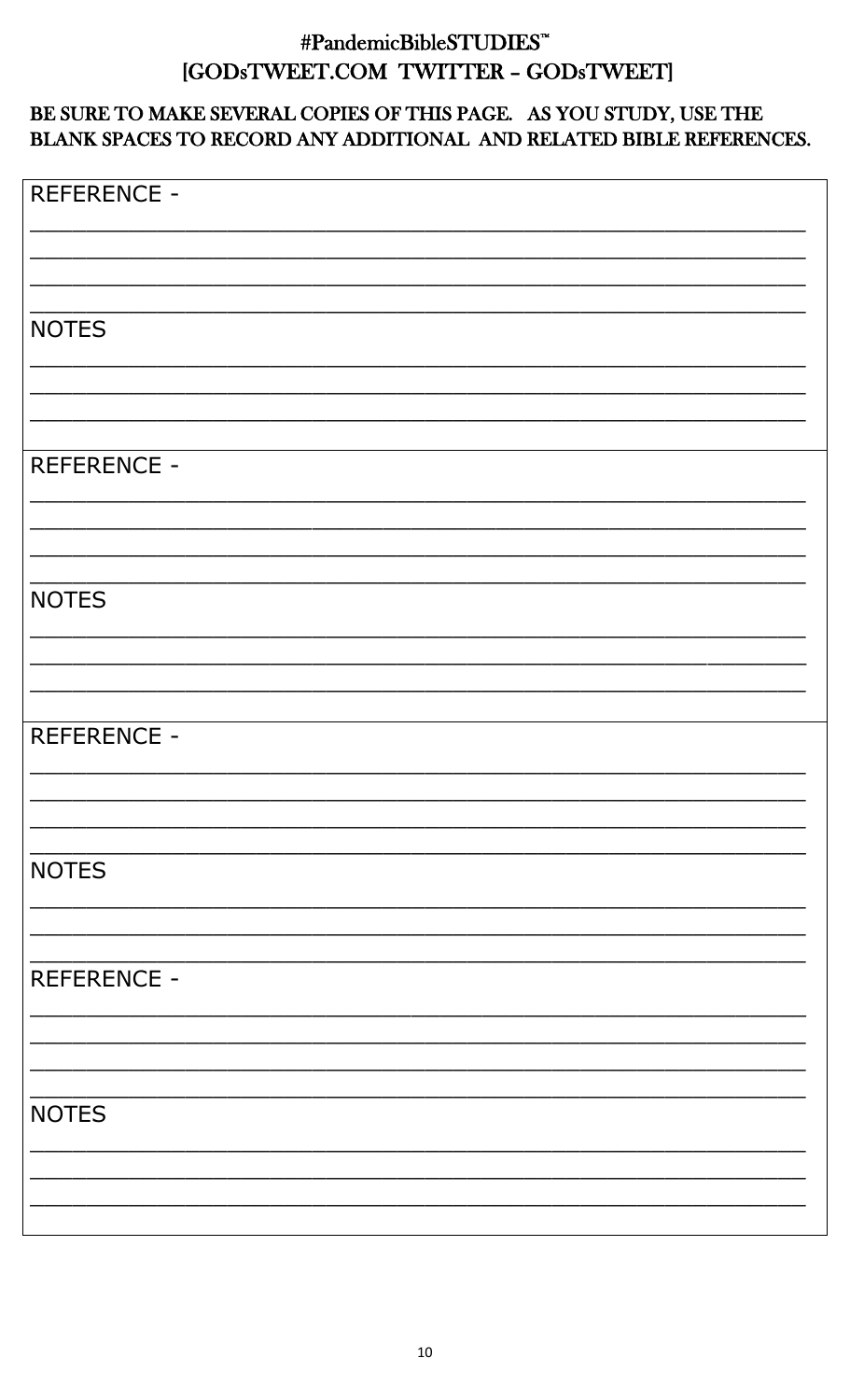# #PandemicBibleSTUDIES™
## [GODsTWEET.COM TWITTER – GODsTWEET]

**BE SURE TO MAKE SEVERAL COPIES OF THIS PAGE. AS YOU STUDY, USE THE BLANK SPACES TO RECORD ANY ADDITIONAL AND RELATED BIBLE REFERENCES.**

REFERENCE -

\_\_\_\_\_\_\_\_\_\_\_\_\_\_\_\_\_\_\_\_\_\_\_\_\_\_\_\_\_\_\_\_\_\_\_\_\_\_\_\_\_\_\_\_\_\_\_\_\_\_\_\_\_\_\_\_\_\_\_\_\_\_\_\_\_\_

\_\_\_\_\_\_\_\_\_\_\_\_\_\_\_\_\_\_\_\_\_\_\_\_\_\_\_\_\_\_\_\_\_\_\_\_\_\_\_\_\_\_\_\_\_\_\_\_\_\_\_\_\_\_\_\_\_\_\_\_\_\_\_\_\_\_

\_\_\_\_\_\_\_\_\_\_\_\_\_\_\_\_\_\_\_\_\_\_\_\_\_\_\_\_\_\_\_\_\_\_\_\_\_\_\_\_\_\_\_\_\_\_\_\_\_\_\_\_\_\_\_\_\_\_\_\_\_\_\_\_\_\_

\_\_\_\_\_\_\_\_\_\_\_\_\_\_\_\_\_\_\_\_\_\_\_\_\_\_\_\_\_\_\_\_\_\_\_\_\_\_\_\_\_\_\_\_\_\_\_\_\_\_\_\_\_\_\_\_\_\_\_\_\_\_\_\_\_\_

NOTES

\_\_\_\_\_\_\_\_\_\_\_\_\_\_\_\_\_\_\_\_\_\_\_\_\_\_\_\_\_\_\_\_\_\_\_\_\_\_\_\_\_\_\_\_\_\_\_\_\_\_\_\_\_\_\_\_\_\_\_\_\_\_\_\_\_\_

\_\_\_\_\_\_\_\_\_\_\_\_\_\_\_\_\_\_\_\_\_\_\_\_\_\_\_\_\_\_\_\_\_\_\_\_\_\_\_\_\_\_\_\_\_\_\_\_\_\_\_\_\_\_\_\_\_\_\_\_\_\_\_\_\_\_

\_\_\_\_\_\_\_\_\_\_\_\_\_\_\_\_\_\_\_\_\_\_\_\_\_\_\_\_\_\_\_\_\_\_\_\_\_\_\_\_\_\_\_\_\_\_\_\_\_\_\_\_\_\_\_\_\_\_\_\_\_\_\_\_\_\_

REFERENCE -

\_\_\_\_\_\_\_\_\_\_\_\_\_\_\_\_\_\_\_\_\_\_\_\_\_\_\_\_\_\_\_\_\_\_\_\_\_\_\_\_\_\_\_\_\_\_\_\_\_\_\_\_\_\_\_\_\_\_\_\_\_\_\_\_\_\_

\_\_\_\_\_\_\_\_\_\_\_\_\_\_\_\_\_\_\_\_\_\_\_\_\_\_\_\_\_\_\_\_\_\_\_\_\_\_\_\_\_\_\_\_\_\_\_\_\_\_\_\_\_\_\_\_\_\_\_\_\_\_\_\_\_\_

\_\_\_\_\_\_\_\_\_\_\_\_\_\_\_\_\_\_\_\_\_\_\_\_\_\_\_\_\_\_\_\_\_\_\_\_\_\_\_\_\_\_\_\_\_\_\_\_\_\_\_\_\_\_\_\_\_\_\_\_\_\_\_\_\_\_

\_\_\_\_\_\_\_\_\_\_\_\_\_\_\_\_\_\_\_\_\_\_\_\_\_\_\_\_\_\_\_\_\_\_\_\_\_\_\_\_\_\_\_\_\_\_\_\_\_\_\_\_\_\_\_\_\_\_\_\_\_\_\_\_\_\_

NOTES

\_\_\_\_\_\_\_\_\_\_\_\_\_\_\_\_\_\_\_\_\_\_\_\_\_\_\_\_\_\_\_\_\_\_\_\_\_\_\_\_\_\_\_\_\_\_\_\_\_\_\_\_\_\_\_\_\_\_\_\_\_\_\_\_\_\_

\_\_\_\_\_\_\_\_\_\_\_\_\_\_\_\_\_\_\_\_\_\_\_\_\_\_\_\_\_\_\_\_\_\_\_\_\_\_\_\_\_\_\_\_\_\_\_\_\_\_\_\_\_\_\_\_\_\_\_\_\_\_\_\_\_\_

\_\_\_\_\_\_\_\_\_\_\_\_\_\_\_\_\_\_\_\_\_\_\_\_\_\_\_\_\_\_\_\_\_\_\_\_\_\_\_\_\_\_\_\_\_\_\_\_\_\_\_\_\_\_\_\_\_\_\_\_\_\_\_\_\_\_

REFERENCE -

\_\_\_\_\_\_\_\_\_\_\_\_\_\_\_\_\_\_\_\_\_\_\_\_\_\_\_\_\_\_\_\_\_\_\_\_\_\_\_\_\_\_\_\_\_\_\_\_\_\_\_\_\_\_\_\_\_\_\_\_\_\_\_\_\_\_

\_\_\_\_\_\_\_\_\_\_\_\_\_\_\_\_\_\_\_\_\_\_\_\_\_\_\_\_\_\_\_\_\_\_\_\_\_\_\_\_\_\_\_\_\_\_\_\_\_\_\_\_\_\_\_\_\_\_\_\_\_\_\_\_\_\_

\_\_\_\_\_\_\_\_\_\_\_\_\_\_\_\_\_\_\_\_\_\_\_\_\_\_\_\_\_\_\_\_\_\_\_\_\_\_\_\_\_\_\_\_\_\_\_\_\_\_\_\_\_\_\_\_\_\_\_\_\_\_\_\_\_\_

\_\_\_\_\_\_\_\_\_\_\_\_\_\_\_\_\_\_\_\_\_\_\_\_\_\_\_\_\_\_\_\_\_\_\_\_\_\_\_\_\_\_\_\_\_\_\_\_\_\_\_\_\_\_\_\_\_\_\_\_\_\_\_\_\_\_

NOTES

\_\_\_\_\_\_\_\_\_\_\_\_\_\_\_\_\_\_\_\_\_\_\_\_\_\_\_\_\_\_\_\_\_\_\_\_\_\_\_\_\_\_\_\_\_\_\_\_\_\_\_\_\_\_\_\_\_\_\_\_\_\_\_\_\_\_

\_\_\_\_\_\_\_\_\_\_\_\_\_\_\_\_\_\_\_\_\_\_\_\_\_\_\_\_\_\_\_\_\_\_\_\_\_\_\_\_\_\_\_\_\_\_\_\_\_\_\_\_\_\_\_\_\_\_\_\_\_\_\_\_\_\_

\_\_\_\_\_\_\_\_\_\_\_\_\_\_\_\_\_\_\_\_\_\_\_\_\_\_\_\_\_\_\_\_\_\_\_\_\_\_\_\_\_\_\_\_\_\_\_\_\_\_\_\_\_\_\_\_\_\_\_\_\_\_\_\_\_\_

REFERENCE -

\_\_\_\_\_\_\_\_\_\_\_\_\_\_\_\_\_\_\_\_\_\_\_\_\_\_\_\_\_\_\_\_\_\_\_\_\_\_\_\_\_\_\_\_\_\_\_\_\_\_\_\_\_\_\_\_\_\_\_\_\_\_\_\_\_\_

\_\_\_\_\_\_\_\_\_\_\_\_\_\_\_\_\_\_\_\_\_\_\_\_\_\_\_\_\_\_\_\_\_\_\_\_\_\_\_\_\_\_\_\_\_\_\_\_\_\_\_\_\_\_\_\_\_\_\_\_\_\_\_\_\_\_

\_\_\_\_\_\_\_\_\_\_\_\_\_\_\_\_\_\_\_\_\_\_\_\_\_\_\_\_\_\_\_\_\_\_\_\_\_\_\_\_\_\_\_\_\_\_\_\_\_\_\_\_\_\_\_\_\_\_\_\_\_\_\_\_\_\_

\_\_\_\_\_\_\_\_\_\_\_\_\_\_\_\_\_\_\_\_\_\_\_\_\_\_\_\_\_\_\_\_\_\_\_\_\_\_\_\_\_\_\_\_\_\_\_\_\_\_\_\_\_\_\_\_\_\_\_\_\_\_\_\_\_\_

NOTES

\_\_\_\_\_\_\_\_\_\_\_\_\_\_\_\_\_\_\_\_\_\_\_\_\_\_\_\_\_\_\_\_\_\_\_\_\_\_\_\_\_\_\_\_\_\_\_\_\_\_\_\_\_\_\_\_\_\_\_\_\_\_\_\_\_\_

\_\_\_\_\_\_\_\_\_\_\_\_\_\_\_\_\_\_\_\_\_\_\_\_\_\_\_\_\_\_\_\_\_\_\_\_\_\_\_\_\_\_\_\_\_\_\_\_\_\_\_\_\_\_\_\_\_\_\_\_\_\_\_\_\_\_

\_\_\_\_\_\_\_\_\_\_\_\_\_\_\_\_\_\_\_\_\_\_\_\_\_\_\_\_\_\_\_\_\_\_\_\_\_\_\_\_\_\_\_\_\_\_\_\_\_\_\_\_\_\_\_\_\_\_\_\_\_\_\_\_\_\_